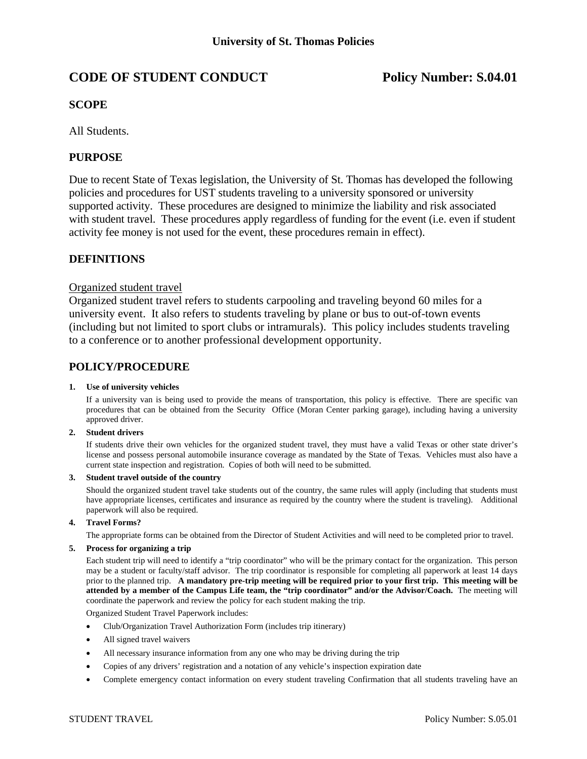University of St. Thomas Policies

# CODE OF STUDENT CONDUCT — Policy Number: S.04.01

## SCOPE

All Students.

## PURPOSE

Due to recent State of Texas legislation, the University of St. Thomas has developed the following policies and procedures for UST students traveling to a university sponsored or university supported activity. These procedures are designed to minimize the liability and risk associated with student travel. These procedures apply regardless of funding for the event (i.e. even if student activity fee money is not used for the event, these procedures remain in effect).

## DEFINITIONS

Organized student travel

Organized student travel refers to students carpooling and traveling beyond 60 miles for a university event. It also refers to students traveling by plane or bus to out-of-town events (including but not limited to sport clubs or intramurals). This policy includes students traveling to a conference or to another professional development opportunity.

## POLICY/PROCEDURE

1. **Use of university vehicles**

   If a university van is being used to provide the means of transportation, this policy is effective. There are specific van procedures that can be obtained from the Security Office (Moran Center parking garage), including having a university approved driver.

2. **Student drivers**

   If students drive their own vehicles for the organized student travel, they must have a valid Texas or other state driver's license and possess personal automobile insurance coverage as mandated by the State of Texas. Vehicles must also have a current state inspection and registration. Copies of both will need to be submitted.

3. **Student travel outside of the country**

   Should the organized student travel take students out of the country, the same rules will apply (including that students must have appropriate licenses, certificates and insurance as required by the country where the student is traveling). Additional paperwork will also be required.

4. **Travel Forms?**

   The appropriate forms can be obtained from the Director of Student Activities and will need to be completed prior to travel.

5. **Process for organizing a trip**

   Each student trip will need to identify a "trip coordinator" who will be the primary contact for the organization. This person may be a student or faculty/staff advisor. The trip coordinator is responsible for completing all paperwork at least 14 days prior to the planned trip. **A mandatory pre-trip meeting will be required prior to your first trip. This meeting will be attended by a member of the Campus Life team, the "trip coordinator" and/or the Advisor/Coach.** The meeting will coordinate the paperwork and review the policy for each student making the trip.

   Organized Student Travel Paperwork includes:

   - Club/Organization Travel Authorization Form (includes trip itinerary)
   - All signed travel waivers
   - All necessary insurance information from any one who may be driving during the trip
   - Copies of any drivers' registration and a notation of any vehicle's inspection expiration date
   - Complete emergency contact information on every student traveling Confirmation that all students traveling have an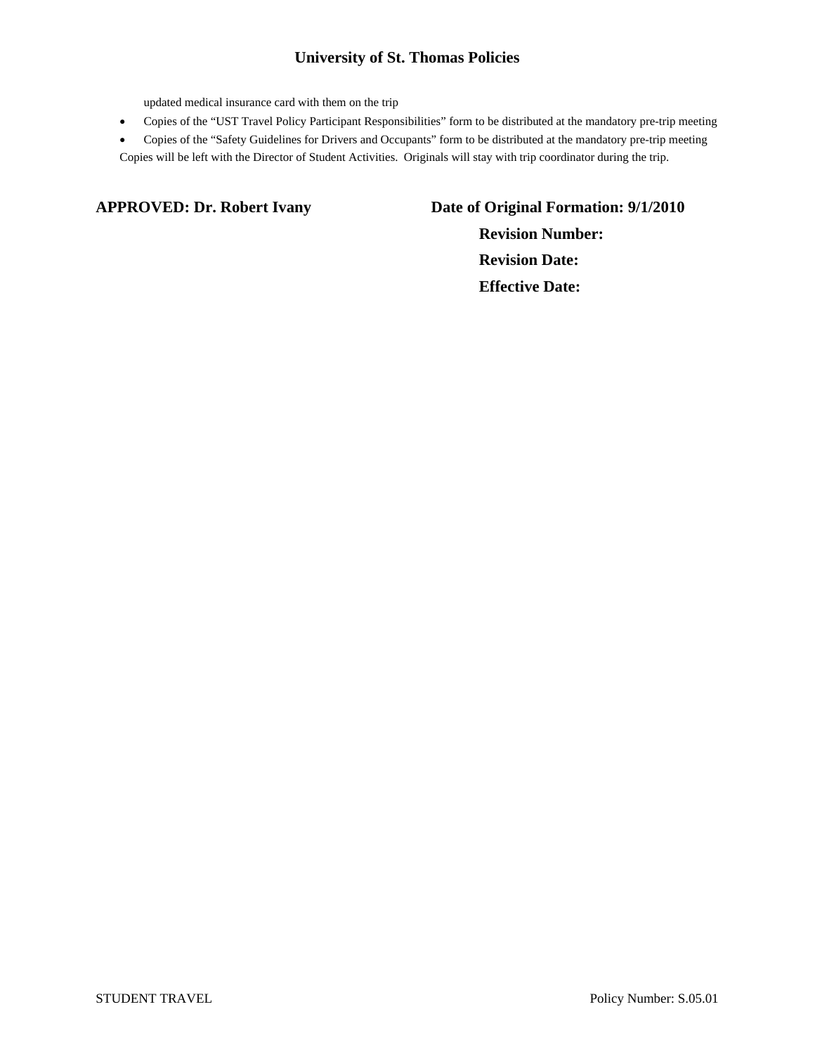updated medical insurance card with them on the trip

- Copies of the "UST Travel Policy Participant Responsibilities" form to be distributed at the mandatory pre-trip meeting
- Copies of the "Safety Guidelines for Drivers and Occupants" form to be distributed at the mandatory pre-trip meeting

Copies will be left with the Director of Student Activities. Originals will stay with trip coordinator during the trip.

**APPROVED: Dr. Robert Ivany**

**Date of Original Formation: 9/1/2010**

**Revision Number:**

**Revision Date:**

**Effective Date:**